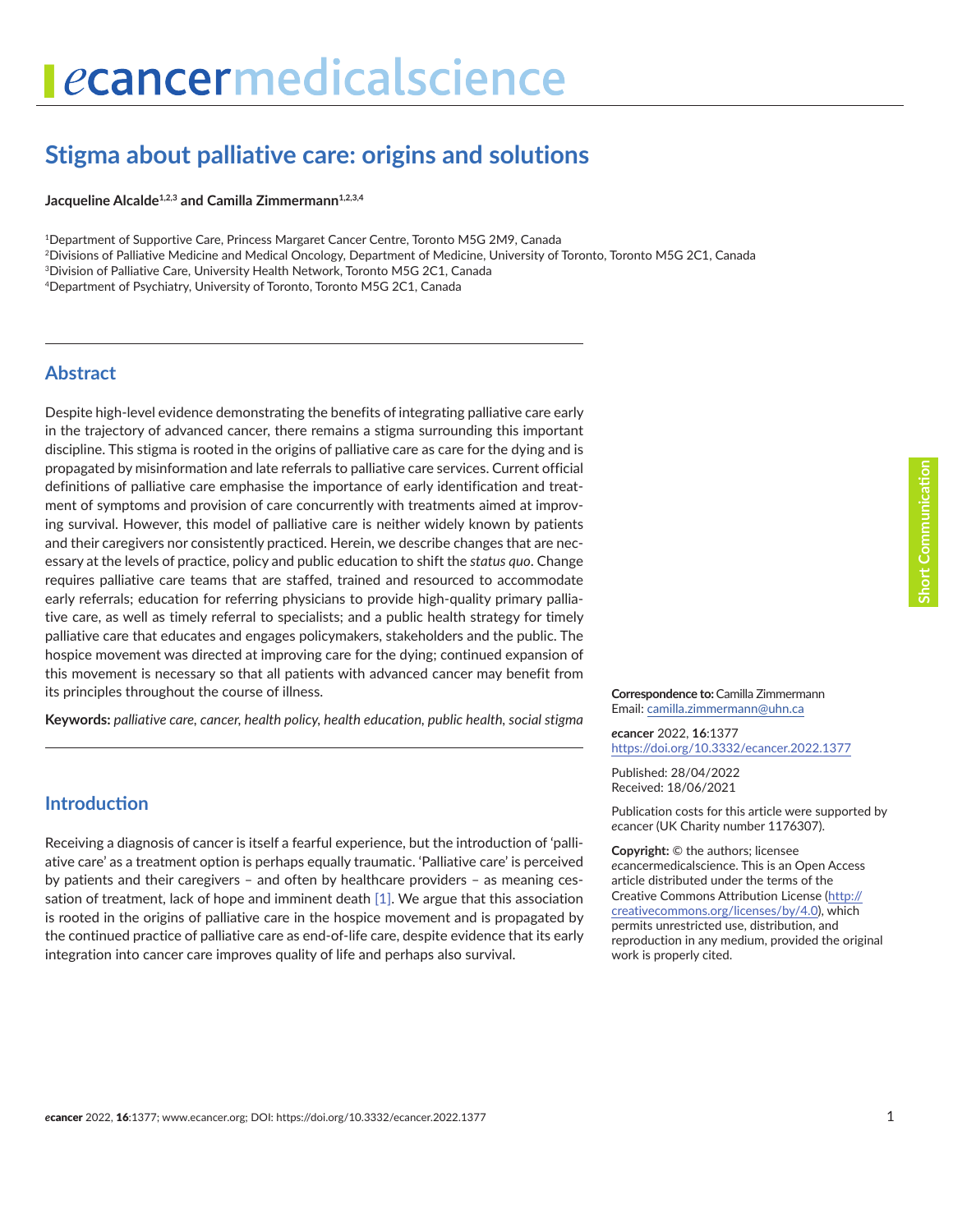# Stigma about palliative care: origins and solutions

**Jacqueline Alcalde[1,2,3] and Camilla Zimmermann[1,2,3,4]**

[1]Department of Supportive Care, Princess Margaret Cancer Centre, Toronto M5G 2M9, Canada
[2]Divisions of Palliative Medicine and Medical Oncology, Department of Medicine, University of Toronto, Toronto M5G 2C1, Canada
[3]Division of Palliative Care, University Health Network, Toronto M5G 2C1, Canada
[4]Department of Psychiatry, University of Toronto, Toronto M5G 2C1, Canada

## Abstract

Despite high-level evidence demonstrating the benefits of integrating palliative care early in the trajectory of advanced cancer, there remains a stigma surrounding this important discipline. This stigma is rooted in the origins of palliative care as care for the dying and is propagated by misinformation and late referrals to palliative care services. Current official definitions of palliative care emphasise the importance of early identification and treatment of symptoms and provision of care concurrently with treatments aimed at improving survival. However, this model of palliative care is neither widely known by patients and their caregivers nor consistently practiced. Herein, we describe changes that are necessary at the levels of practice, policy and public education to shift the *status quo*. Change requires palliative care teams that are staffed, trained and resourced to accommodate early referrals; education for referring physicians to provide high-quality primary palliative care, as well as timely referral to specialists; and a public health strategy for timely palliative care that educates and engages policymakers, stakeholders and the public. The hospice movement was directed at improving care for the dying; continued expansion of this movement is necessary so that all patients with advanced cancer may benefit from its principles throughout the course of illness.

**Keywords:** *palliative care, cancer, health policy, health education, public health, social stigma*

Short Communication

**Correspondence to:** Camilla Zimmermann
Email: camilla.zimmermann@uhn.ca

***e*cancer** 2022, **16**:1377
https://doi.org/10.3332/ecancer.2022.1377

Published: 28/04/2022
Received: 18/06/2021

Publication costs for this article were supported by *e*cancer (UK Charity number 1176307).

**Copyright:** © the authors; licensee *e*cancermedicalscience. This is an Open Access article distributed under the terms of the Creative Commons Attribution License (http://creativecommons.org/licenses/by/4.0), which permits unrestricted use, distribution, and reproduction in any medium, provided the original work is properly cited.

## Introduction

Receiving a diagnosis of cancer is itself a fearful experience, but the introduction of 'palliative care' as a treatment option is perhaps equally traumatic. 'Palliative care' is perceived by patients and their caregivers – and often by healthcare providers – as meaning cessation of treatment, lack of hope and imminent death [1]. We argue that this association is rooted in the origins of palliative care in the hospice movement and is propagated by the continued practice of palliative care as end-of-life care, despite evidence that its early integration into cancer care improves quality of life and perhaps also survival.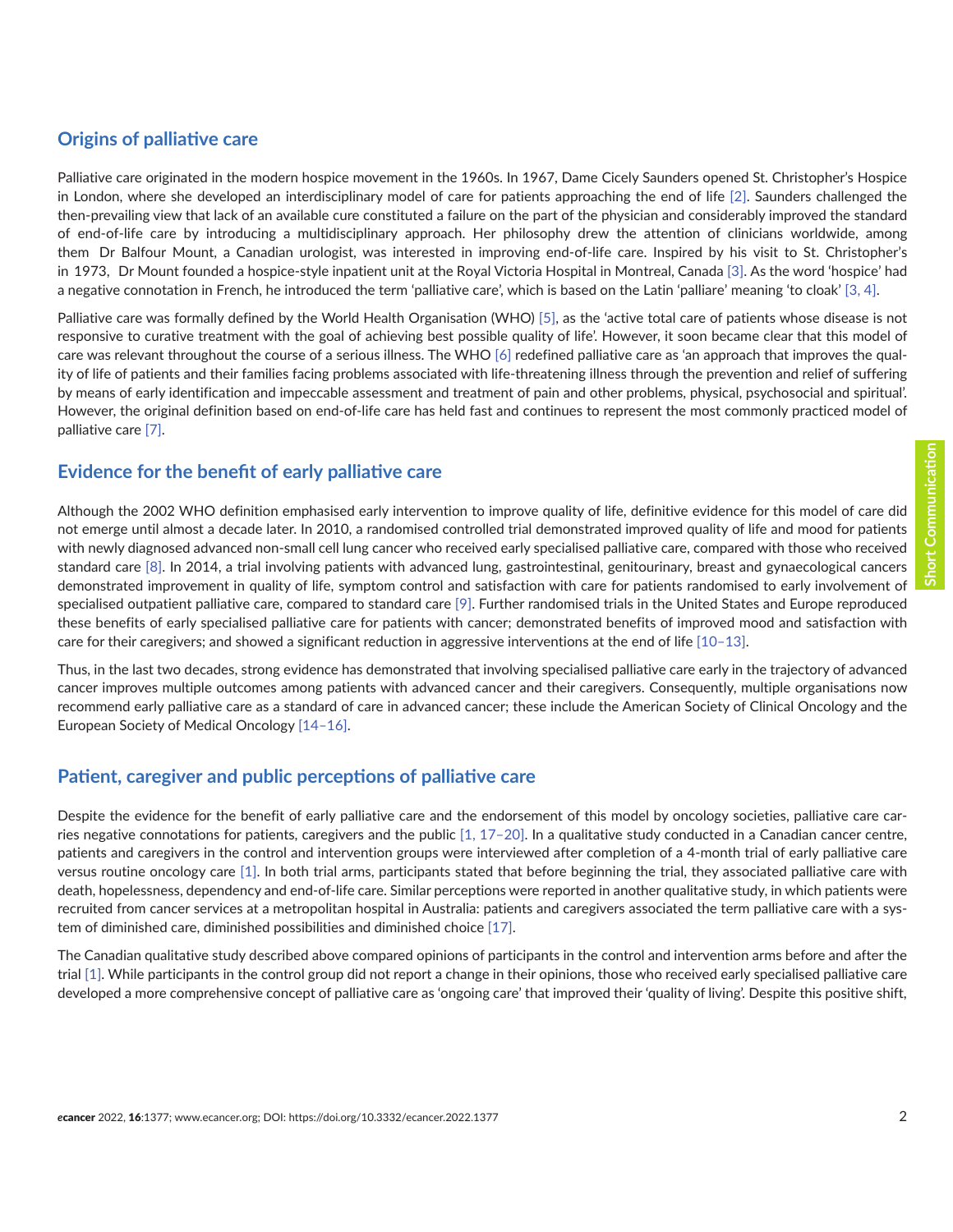## Origins of palliative care

Palliative care originated in the modern hospice movement in the 1960s. In 1967, Dame Cicely Saunders opened St. Christopher's Hospice in London, where she developed an interdisciplinary model of care for patients approaching the end of life [2]. Saunders challenged the then-prevailing view that lack of an available cure constituted a failure on the part of the physician and considerably improved the standard of end-of-life care by introducing a multidisciplinary approach. Her philosophy drew the attention of clinicians worldwide, among them Dr Balfour Mount, a Canadian urologist, was interested in improving end-of-life care. Inspired by his visit to St. Christopher's in 1973, Dr Mount founded a hospice-style inpatient unit at the Royal Victoria Hospital in Montreal, Canada [3]. As the word 'hospice' had a negative connotation in French, he introduced the term 'palliative care', which is based on the Latin 'palliare' meaning 'to cloak' [3, 4].

Palliative care was formally defined by the World Health Organisation (WHO) [5], as the 'active total care of patients whose disease is not responsive to curative treatment with the goal of achieving best possible quality of life'. However, it soon became clear that this model of care was relevant throughout the course of a serious illness. The WHO [6] redefined palliative care as 'an approach that improves the quality of life of patients and their families facing problems associated with life-threatening illness through the prevention and relief of suffering by means of early identification and impeccable assessment and treatment of pain and other problems, physical, psychosocial and spiritual'. However, the original definition based on end-of-life care has held fast and continues to represent the most commonly practiced model of palliative care [7].

## Evidence for the benefit of early palliative care

Although the 2002 WHO definition emphasised early intervention to improve quality of life, definitive evidence for this model of care did not emerge until almost a decade later. In 2010, a randomised controlled trial demonstrated improved quality of life and mood for patients with newly diagnosed advanced non-small cell lung cancer who received early specialised palliative care, compared with those who received standard care [8]. In 2014, a trial involving patients with advanced lung, gastrointestinal, genitourinary, breast and gynaecological cancers demonstrated improvement in quality of life, symptom control and satisfaction with care for patients randomised to early involvement of specialised outpatient palliative care, compared to standard care [9]. Further randomised trials in the United States and Europe reproduced these benefits of early specialised palliative care for patients with cancer; demonstrated benefits of improved mood and satisfaction with care for their caregivers; and showed a significant reduction in aggressive interventions at the end of life [10–13].

Thus, in the last two decades, strong evidence has demonstrated that involving specialised palliative care early in the trajectory of advanced cancer improves multiple outcomes among patients with advanced cancer and their caregivers. Consequently, multiple organisations now recommend early palliative care as a standard of care in advanced cancer; these include the American Society of Clinical Oncology and the European Society of Medical Oncology [14–16].

## Patient, caregiver and public perceptions of palliative care

Despite the evidence for the benefit of early palliative care and the endorsement of this model by oncology societies, palliative care carries negative connotations for patients, caregivers and the public [1, 17–20]. In a qualitative study conducted in a Canadian cancer centre, patients and caregivers in the control and intervention groups were interviewed after completion of a 4-month trial of early palliative care versus routine oncology care [1]. In both trial arms, participants stated that before beginning the trial, they associated palliative care with death, hopelessness, dependency and end-of-life care. Similar perceptions were reported in another qualitative study, in which patients were recruited from cancer services at a metropolitan hospital in Australia: patients and caregivers associated the term palliative care with a system of diminished care, diminished possibilities and diminished choice [17].

The Canadian qualitative study described above compared opinions of participants in the control and intervention arms before and after the trial [1]. While participants in the control group did not report a change in their opinions, those who received early specialised palliative care developed a more comprehensive concept of palliative care as 'ongoing care' that improved their 'quality of living'. Despite this positive shift,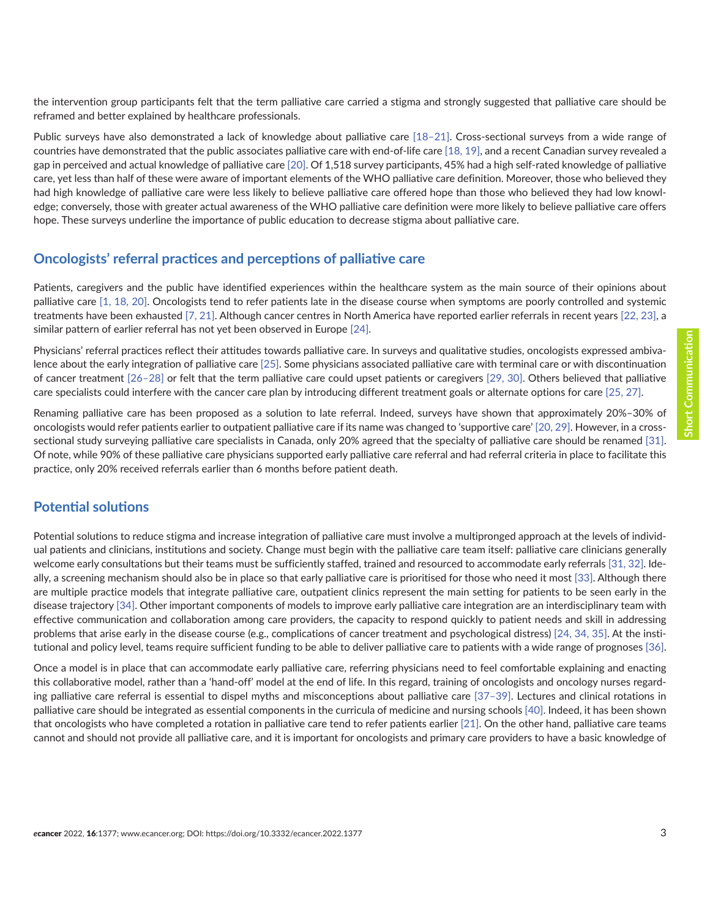the intervention group participants felt that the term palliative care carried a stigma and strongly suggested that palliative care should be reframed and better explained by healthcare professionals.

Public surveys have also demonstrated a lack of knowledge about palliative care [18–21]. Cross-sectional surveys from a wide range of countries have demonstrated that the public associates palliative care with end-of-life care [18, 19], and a recent Canadian survey revealed a gap in perceived and actual knowledge of palliative care [20]. Of 1,518 survey participants, 45% had a high self-rated knowledge of palliative care, yet less than half of these were aware of important elements of the WHO palliative care definition. Moreover, those who believed they had high knowledge of palliative care were less likely to believe palliative care offered hope than those who believed they had low knowledge; conversely, those with greater actual awareness of the WHO palliative care definition were more likely to believe palliative care offers hope. These surveys underline the importance of public education to decrease stigma about palliative care.

## Oncologists' referral practices and perceptions of palliative care

Patients, caregivers and the public have identified experiences within the healthcare system as the main source of their opinions about palliative care [1, 18, 20]. Oncologists tend to refer patients late in the disease course when symptoms are poorly controlled and systemic treatments have been exhausted [7, 21]. Although cancer centres in North America have reported earlier referrals in recent years [22, 23], a similar pattern of earlier referral has not yet been observed in Europe [24].

Physicians' referral practices reflect their attitudes towards palliative care. In surveys and qualitative studies, oncologists expressed ambivalence about the early integration of palliative care [25]. Some physicians associated palliative care with terminal care or with discontinuation of cancer treatment [26–28] or felt that the term palliative care could upset patients or caregivers [29, 30]. Others believed that palliative care specialists could interfere with the cancer care plan by introducing different treatment goals or alternate options for care [25, 27].

Renaming palliative care has been proposed as a solution to late referral. Indeed, surveys have shown that approximately 20%–30% of oncologists would refer patients earlier to outpatient palliative care if its name was changed to 'supportive care' [20, 29]. However, in a cross-sectional study surveying palliative care specialists in Canada, only 20% agreed that the specialty of palliative care should be renamed [31]. Of note, while 90% of these palliative care physicians supported early palliative care referral and had referral criteria in place to facilitate this practice, only 20% received referrals earlier than 6 months before patient death.

## Potential solutions

Potential solutions to reduce stigma and increase integration of palliative care must involve a multipronged approach at the levels of individual patients and clinicians, institutions and society. Change must begin with the palliative care team itself: palliative care clinicians generally welcome early consultations but their teams must be sufficiently staffed, trained and resourced to accommodate early referrals [31, 32]. Ideally, a screening mechanism should also be in place so that early palliative care is prioritised for those who need it most [33]. Although there are multiple practice models that integrate palliative care, outpatient clinics represent the main setting for patients to be seen early in the disease trajectory [34]. Other important components of models to improve early palliative care integration are an interdisciplinary team with effective communication and collaboration among care providers, the capacity to respond quickly to patient needs and skill in addressing problems that arise early in the disease course (e.g., complications of cancer treatment and psychological distress) [24, 34, 35]. At the institutional and policy level, teams require sufficient funding to be able to deliver palliative care to patients with a wide range of prognoses [36].

Once a model is in place that can accommodate early palliative care, referring physicians need to feel comfortable explaining and enacting this collaborative model, rather than a 'hand-off' model at the end of life. In this regard, training of oncologists and oncology nurses regarding palliative care referral is essential to dispel myths and misconceptions about palliative care [37–39]. Lectures and clinical rotations in palliative care should be integrated as essential components in the curricula of medicine and nursing schools [40]. Indeed, it has been shown that oncologists who have completed a rotation in palliative care tend to refer patients earlier [21]. On the other hand, palliative care teams cannot and should not provide all palliative care, and it is important for oncologists and primary care providers to have a basic knowledge of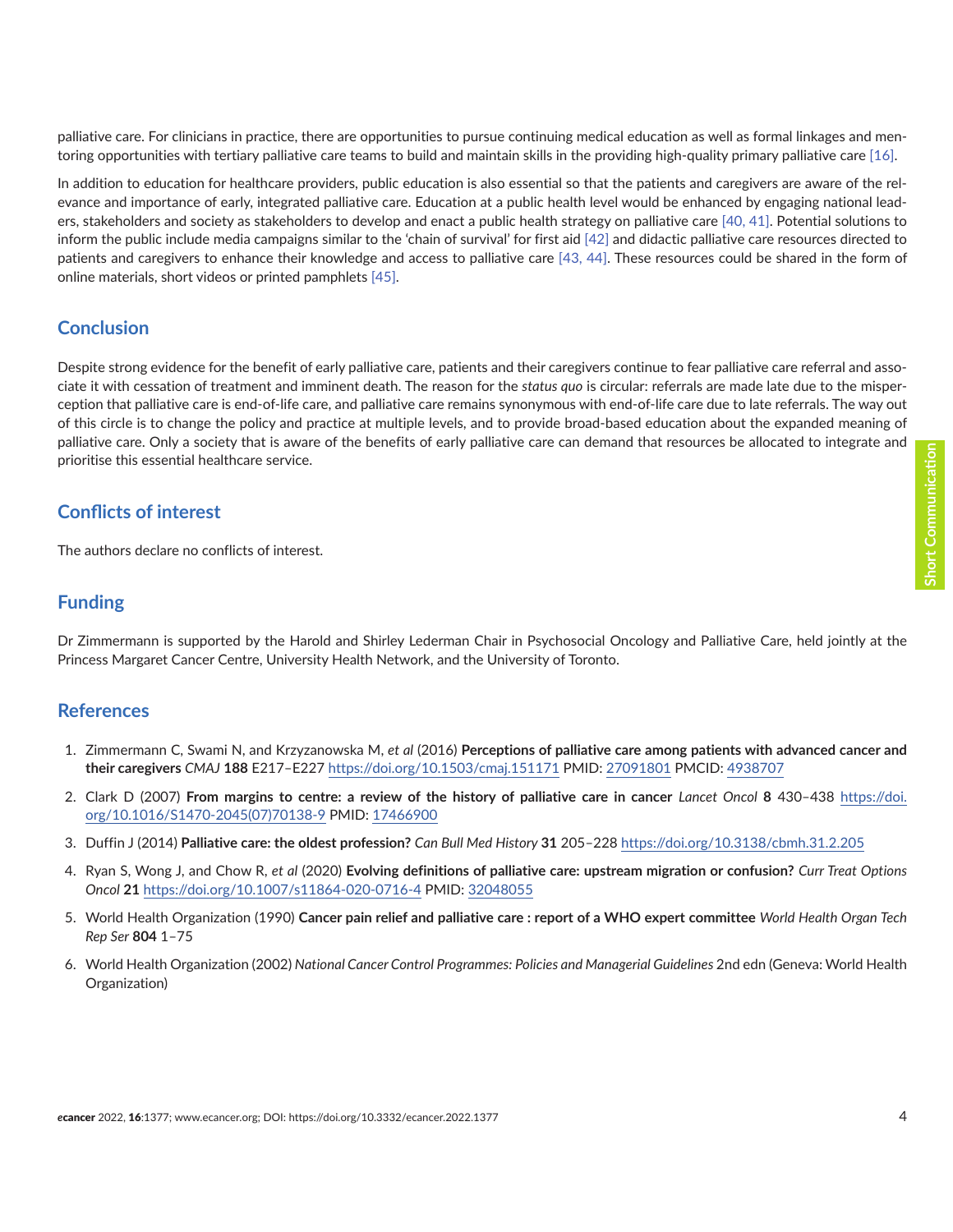palliative care. For clinicians in practice, there are opportunities to pursue continuing medical education as well as formal linkages and mentoring opportunities with tertiary palliative care teams to build and maintain skills in the providing high-quality primary palliative care [16].

In addition to education for healthcare providers, public education is also essential so that the patients and caregivers are aware of the relevance and importance of early, integrated palliative care. Education at a public health level would be enhanced by engaging national leaders, stakeholders and society as stakeholders to develop and enact a public health strategy on palliative care [40, 41]. Potential solutions to inform the public include media campaigns similar to the 'chain of survival' for first aid [42] and didactic palliative care resources directed to patients and caregivers to enhance their knowledge and access to palliative care [43, 44]. These resources could be shared in the form of online materials, short videos or printed pamphlets [45].

## Conclusion

Despite strong evidence for the benefit of early palliative care, patients and their caregivers continue to fear palliative care referral and associate it with cessation of treatment and imminent death. The reason for the *status quo* is circular: referrals are made late due to the misperception that palliative care is end-of-life care, and palliative care remains synonymous with end-of-life care due to late referrals. The way out of this circle is to change the policy and practice at multiple levels, and to provide broad-based education about the expanded meaning of palliative care. Only a society that is aware of the benefits of early palliative care can demand that resources be allocated to integrate and prioritise this essential healthcare service.

## Conflicts of interest

The authors declare no conflicts of interest.

## Funding

Dr Zimmermann is supported by the Harold and Shirley Lederman Chair in Psychosocial Oncology and Palliative Care, held jointly at the Princess Margaret Cancer Centre, University Health Network, and the University of Toronto.

## References

1. Zimmermann C, Swami N, and Krzyzanowska M, *et al* (2016) **Perceptions of palliative care among patients with advanced cancer and their caregivers** *CMAJ* **188** E217–E227 https://doi.org/10.1503/cmaj.151171 PMID: 27091801 PMCID: 4938707
2. Clark D (2007) **From margins to centre: a review of the history of palliative care in cancer** *Lancet Oncol* **8** 430–438 https://doi.org/10.1016/S1470-2045(07)70138-9 PMID: 17466900
3. Duffin J (2014) **Palliative care: the oldest profession?** *Can Bull Med History* **31** 205–228 https://doi.org/10.3138/cbmh.31.2.205
4. Ryan S, Wong J, and Chow R, *et al* (2020) **Evolving definitions of palliative care: upstream migration or confusion?** *Curr Treat Options Oncol* **21** https://doi.org/10.1007/s11864-020-0716-4 PMID: 32048055
5. World Health Organization (1990) **Cancer pain relief and palliative care : report of a WHO expert committee** *World Health Organ Tech Rep Ser* **804** 1–75
6. World Health Organization (2002) *National Cancer Control Programmes: Policies and Managerial Guidelines* 2nd edn (Geneva: World Health Organization)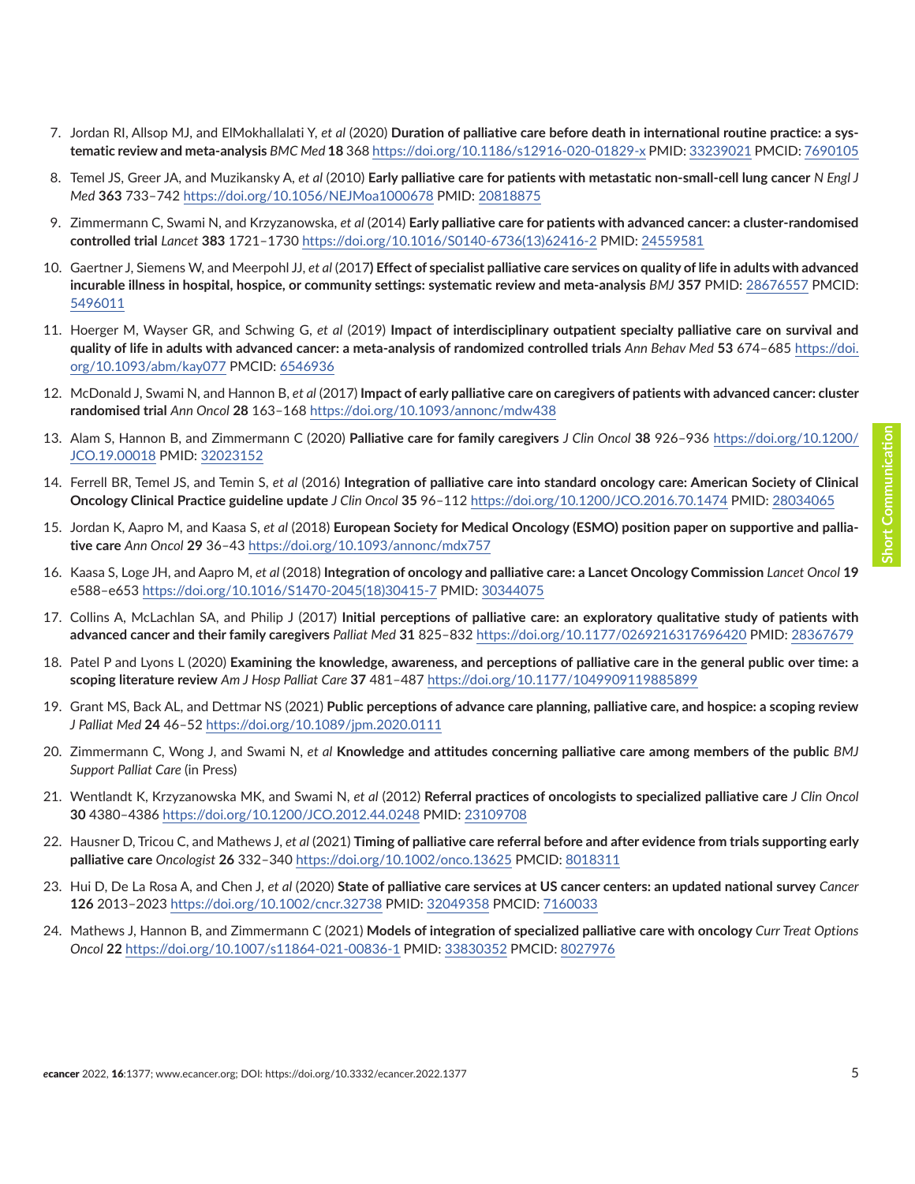7. Jordan RI, Allsop MJ, and ElMokhallalati Y, *et al* (2020) **Duration of palliative care before death in international routine practice: a systematic review and meta-analysis** *BMC Med* **18** 368 https://doi.org/10.1186/s12916-020-01829-x PMID: 33239021 PMCID: 7690105

8. Temel JS, Greer JA, and Muzikansky A, *et al* (2010) **Early palliative care for patients with metastatic non-small-cell lung cancer** *N Engl J Med* **363** 733–742 https://doi.org/10.1056/NEJMoa1000678 PMID: 20818875

9. Zimmermann C, Swami N, and Krzyzanowska, *et al* (2014) **Early palliative care for patients with advanced cancer: a cluster-randomised controlled trial** *Lancet* **383** 1721–1730 https://doi.org/10.1016/S0140-6736(13)62416-2 PMID: 24559581

10. Gaertner J, Siemens W, and Meerpohl JJ, *et al* (2017**) Effect of specialist palliative care services on quality of life in adults with advanced incurable illness in hospital, hospice, or community settings: systematic review and meta-analysis** *BMJ* **357** PMID: 28676557 PMCID: 5496011

11. Hoerger M, Wayser GR, and Schwing G, *et al* (2019) **Impact of interdisciplinary outpatient specialty palliative care on survival and quality of life in adults with advanced cancer: a meta-analysis of randomized controlled trials** *Ann Behav Med* **53** 674–685 https://doi.org/10.1093/abm/kay077 PMCID: 6546936

12. McDonald J, Swami N, and Hannon B, *et al* (2017) **Impact of early palliative care on caregivers of patients with advanced cancer: cluster randomised trial** *Ann Oncol* **28** 163–168 https://doi.org/10.1093/annonc/mdw438

13. Alam S, Hannon B, and Zimmermann C (2020) **Palliative care for family caregivers** *J Clin Oncol* **38** 926–936 https://doi.org/10.1200/JCO.19.00018 PMID: 32023152

14. Ferrell BR, Temel JS, and Temin S, *et al* (2016) **Integration of palliative care into standard oncology care: American Society of Clinical Oncology Clinical Practice guideline update** *J Clin Oncol* **35** 96–112 https://doi.org/10.1200/JCO.2016.70.1474 PMID: 28034065

15. Jordan K, Aapro M, and Kaasa S, *et al* (2018) **European Society for Medical Oncology (ESMO) position paper on supportive and palliative care** *Ann Oncol* **29** 36–43 https://doi.org/10.1093/annonc/mdx757

16. Kaasa S, Loge JH, and Aapro M, *et al* (2018) **Integration of oncology and palliative care: a Lancet Oncology Commission** *Lancet Oncol* **19** e588–e653 https://doi.org/10.1016/S1470-2045(18)30415-7 PMID: 30344075

17. Collins A, McLachlan SA, and Philip J (2017) **Initial perceptions of palliative care: an exploratory qualitative study of patients with advanced cancer and their family caregivers** *Palliat Med* **31** 825–832 https://doi.org/10.1177/0269216317696420 PMID: 28367679

18. Patel P and Lyons L (2020) **Examining the knowledge, awareness, and perceptions of palliative care in the general public over time: a scoping literature review** *Am J Hosp Palliat Care* **37** 481–487 https://doi.org/10.1177/1049909119885899

19. Grant MS, Back AL, and Dettmar NS (2021) **Public perceptions of advance care planning, palliative care, and hospice: a scoping review** *J Palliat Med* **24** 46–52 https://doi.org/10.1089/jpm.2020.0111

20. Zimmermann C, Wong J, and Swami N, *et al* **Knowledge and attitudes concerning palliative care among members of the public** *BMJ Support Palliat Care* (in Press)

21. Wentlandt K, Krzyzanowska MK, and Swami N, *et al* (2012) **Referral practices of oncologists to specialized palliative care** *J Clin Oncol* **30** 4380–4386 https://doi.org/10.1200/JCO.2012.44.0248 PMID: 23109708

22. Hausner D, Tricou C, and Mathews J, *et al* (2021) **Timing of palliative care referral before and after evidence from trials supporting early palliative care** *Oncologist* **26** 332–340 https://doi.org/10.1002/onco.13625 PMCID: 8018311

23. Hui D, De La Rosa A, and Chen J, *et al* (2020) **State of palliative care services at US cancer centers: an updated national survey** *Cancer* **126** 2013–2023 https://doi.org/10.1002/cncr.32738 PMID: 32049358 PMCID: 7160033

24. Mathews J, Hannon B, and Zimmermann C (2021) **Models of integration of specialized palliative care with oncology** *Curr Treat Options Oncol* **22** https://doi.org/10.1007/s11864-021-00836-1 PMID: 33830352 PMCID: 8027976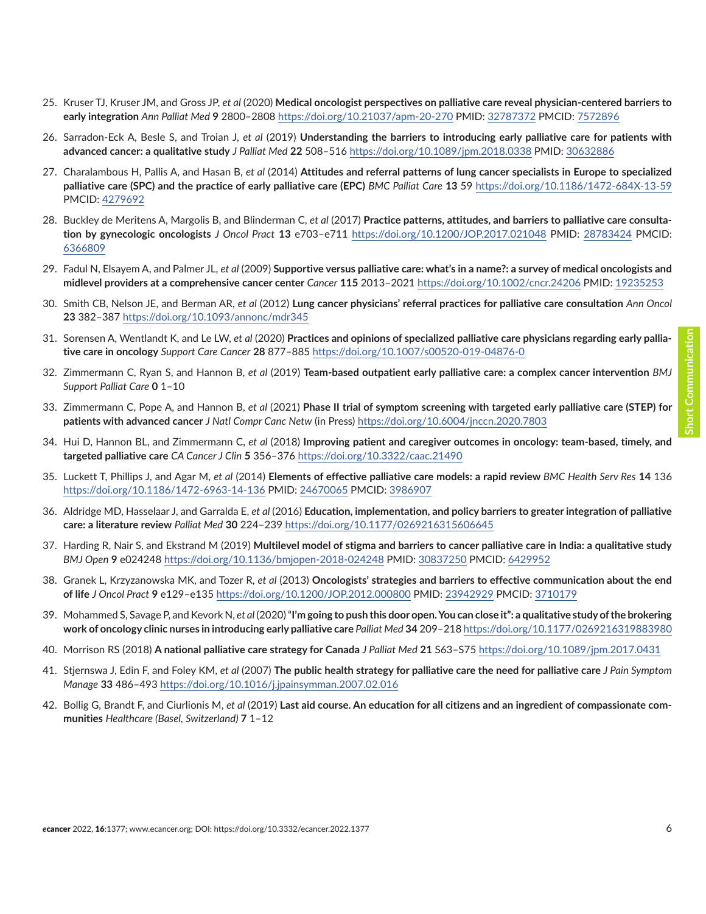25. Kruser TJ, Kruser JM, and Gross JP, *et al* (2020) **Medical oncologist perspectives on palliative care reveal physician-centered barriers to early integration** *Ann Palliat Med* **9** 2800–2808 https://doi.org/10.21037/apm-20-270 PMID: 32787372 PMCID: 7572896

26. Sarradon-Eck A, Besle S, and Troian J, *et al* (2019) **Understanding the barriers to introducing early palliative care for patients with advanced cancer: a qualitative study** *J Palliat Med* **22** 508–516 https://doi.org/10.1089/jpm.2018.0338 PMID: 30632886

27. Charalambous H, Pallis A, and Hasan B, *et al* (2014) **Attitudes and referral patterns of lung cancer specialists in Europe to specialized palliative care (SPC) and the practice of early palliative care (EPC)** *BMC Palliat Care* **13** 59 https://doi.org/10.1186/1472-684X-13-59 PMCID: 4279692

28. Buckley de Meritens A, Margolis B, and Blinderman C, *et al* (2017) **Practice patterns, attitudes, and barriers to palliative care consultation by gynecologic oncologists** *J Oncol Pract* **13** e703–e711 https://doi.org/10.1200/JOP.2017.021048 PMID: 28783424 PMCID: 6366809

29. Fadul N, Elsayem A, and Palmer JL, *et al* (2009) **Supportive versus palliative care: what's in a name?: a survey of medical oncologists and midlevel providers at a comprehensive cancer center** *Cancer* **115** 2013–2021 https://doi.org/10.1002/cncr.24206 PMID: 19235253

30. Smith CB, Nelson JE, and Berman AR, *et al* (2012) **Lung cancer physicians' referral practices for palliative care consultation** *Ann Oncol* **23** 382–387 https://doi.org/10.1093/annonc/mdr345

31. Sorensen A, Wentlandt K, and Le LW, *et al* (2020) **Practices and opinions of specialized palliative care physicians regarding early palliative care in oncology** *Support Care Cancer* **28** 877–885 https://doi.org/10.1007/s00520-019-04876-0

32. Zimmermann C, Ryan S, and Hannon B, *et al* (2019) **Team-based outpatient early palliative care: a complex cancer intervention** *BMJ Support Palliat Care* **0** 1–10

33. Zimmermann C, Pope A, and Hannon B, *et al* (2021) **Phase II trial of symptom screening with targeted early palliative care (STEP) for patients with advanced cancer** *J Natl Compr Canc Netw* (in Press) https://doi.org/10.6004/jnccn.2020.7803

34. Hui D, Hannon BL, and Zimmermann C, *et al* (2018) **Improving patient and caregiver outcomes in oncology: team-based, timely, and targeted palliative care** *CA Cancer J Clin* **5** 356–376 https://doi.org/10.3322/caac.21490

35. Luckett T, Phillips J, and Agar M, *et al* (2014) **Elements of effective palliative care models: a rapid review** *BMC Health Serv Res* **14** 136 https://doi.org/10.1186/1472-6963-14-136 PMID: 24670065 PMCID: 3986907

36. Aldridge MD, Hasselaar J, and Garralda E, *et al* (2016) **Education, implementation, and policy barriers to greater integration of palliative care: a literature review** *Palliat Med* **30** 224–239 https://doi.org/10.1177/0269216315606645

37. Harding R, Nair S, and Ekstrand M (2019) **Multilevel model of stigma and barriers to cancer palliative care in India: a qualitative study** *BMJ Open* **9** e024248 https://doi.org/10.1136/bmjopen-2018-024248 PMID: 30837250 PMCID: 6429952

38. Granek L, Krzyzanowska MK, and Tozer R, *et al* (2013) **Oncologists' strategies and barriers to effective communication about the end of life** *J Oncol Pract* **9** e129–e135 https://doi.org/10.1200/JOP.2012.000800 PMID: 23942929 PMCID: 3710179

39. Mohammed S, Savage P, and Kevork N, *et al* (2020) **"I'm going to push this door open. You can close it": a qualitative study of the brokering work of oncology clinic nurses in introducing early palliative care** *Palliat Med* **34** 209–218 https://doi.org/10.1177/0269216319883980

40. Morrison RS (2018) **A national palliative care strategy for Canada** *J Palliat Med* **21** S63–S75 https://doi.org/10.1089/jpm.2017.0431

41. Stjernswa J, Edin F, and Foley KM, *et al* (2007) **The public health strategy for palliative care the need for palliative care** *J Pain Symptom Manage* **33** 486–493 https://doi.org/10.1016/j.jpainsymman.2007.02.016

42. Bollig G, Brandt F, and Ciurlionis M, *et al* (2019) **Last aid course. An education for all citizens and an ingredient of compassionate communities** *Healthcare (Basel, Switzerland)* **7** 1–12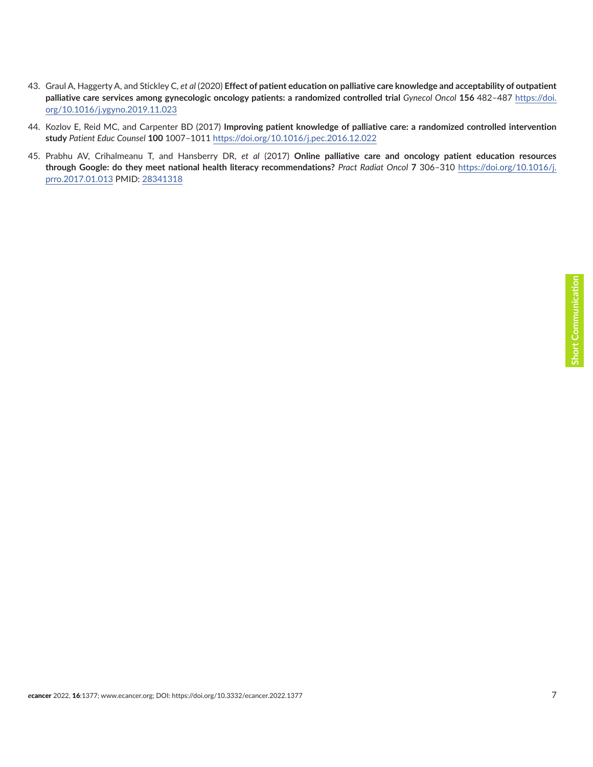43. Graul A, Haggerty A, and Stickley C, *et al* (2020) **Effect of patient education on palliative care knowledge and acceptability of outpatient palliative care services among gynecologic oncology patients: a randomized controlled trial** *Gynecol Oncol* **156** 482–487 https://doi.org/10.1016/j.ygyno.2019.11.023

44. Kozlov E, Reid MC, and Carpenter BD (2017) **Improving patient knowledge of palliative care: a randomized controlled intervention study** *Patient Educ Counsel* **100** 1007–1011 https://doi.org/10.1016/j.pec.2016.12.022

45. Prabhu AV, Crihalmeanu T, and Hansberry DR, *et al* (2017) **Online palliative care and oncology patient education resources through Google: do they meet national health literacy recommendations?** *Pract Radiat Oncol* **7** 306–310 https://doi.org/10.1016/j.prro.2017.01.013 PMID: 28341318